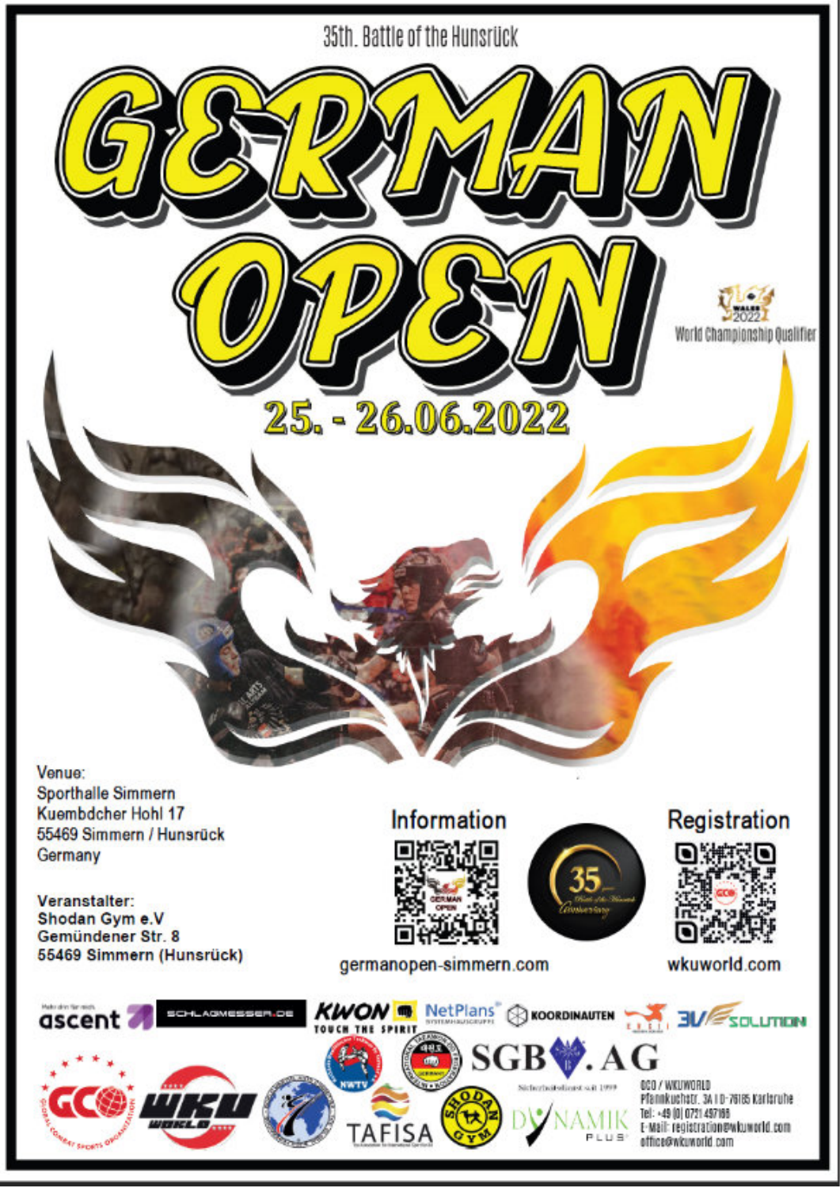35th. Battle of the Hunsrück

# GERMAN OPEN

World Championship Qualifier

## 25. - 26.06.2022

**Venue:**
Sporthalle Simmern
Kuembdcher Hohl 17
55469 Simmern / Hunsrück
Germany

**Veranstalter:**
**Shodan Gym e.V**
**Gemündener Str. 8**
**55469 Simmern (Hunsrück)**

Information
germanopen-simmern.com

Registration
wkuworld.com

GCO / WKUWORLD
Pfennikuchstr. 3A I D-76185 Karlsruhe
Tel: +49 (0) 0721 497166
E-Mail: registration@wkuworld.com
office@wkuworld.com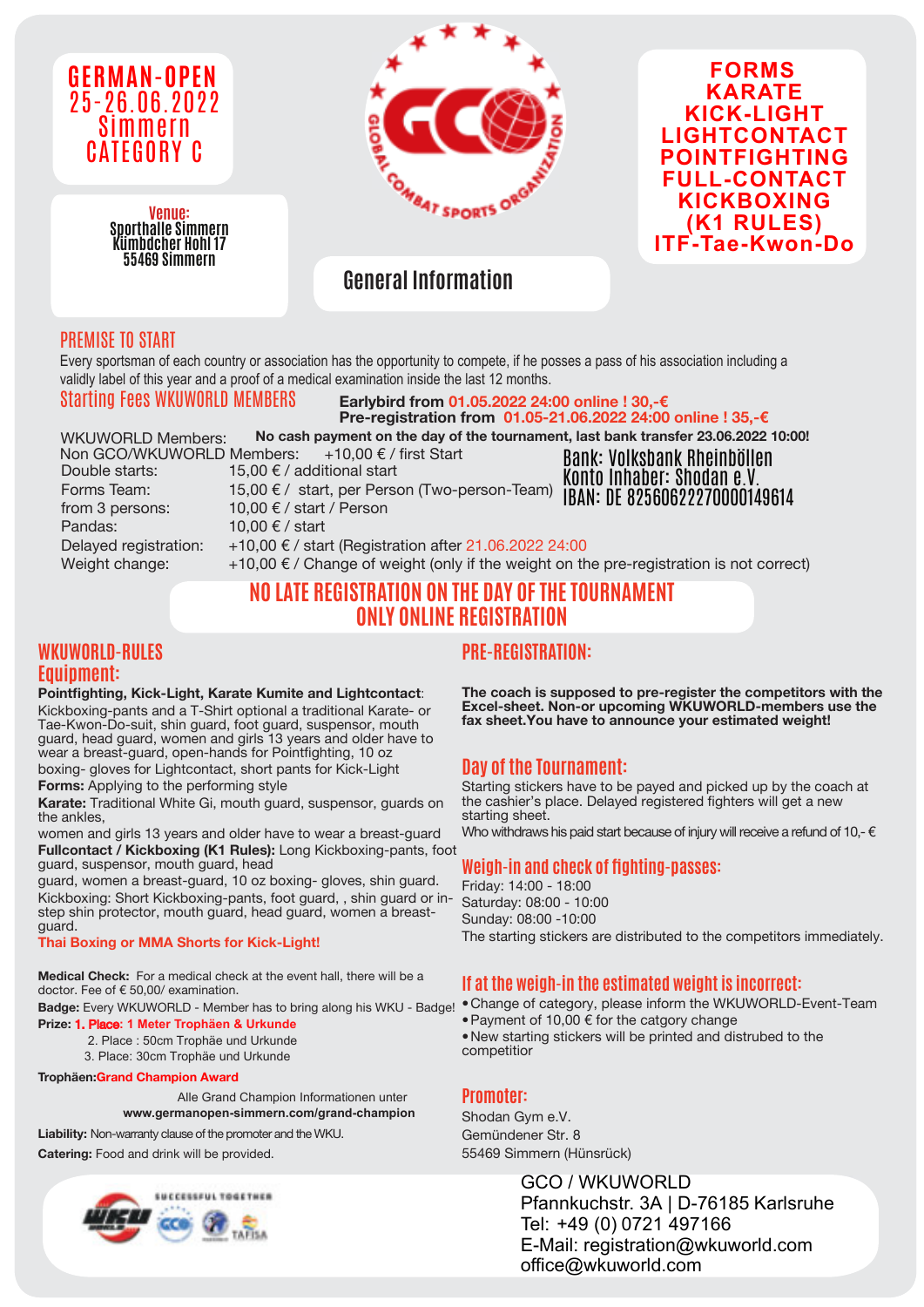# GERMAN-OPEN
# 25-26.06.2022
# Simmern
# CATEGORY C

**Venue:**
Sporthalle Simmern
Kümbdcher Hohl 17
55469 Simmern

**FORMS**
**KARATE**
**KICK-LIGHT**
**LIGHTCONTACT**
**POINTFIGHTING**
**FULL-CONTACT**
**KICKBOXING**
**(K1 RULES)**
**ITF-Tae-Kwon-Do**

## General Information

### PREMISE TO START

Every sportsman of each country or association has the opportunity to compete, if he posses a pass of his association including a validly label of this year and a proof of a medical examination inside the last 12 months.

### Starting Fees WKUWORLD MEMBERS

**Earlybird from 01.05.2022 24:00 online ! 30,-€**
**Pre-registration from 01.05-21.06.2022 24:00 online ! 35,-€**

WKUWORLD Members: **No cash payment on the day of the tournament, last bank transfer 23.06.2022 10:00!**

| | |
|---|---|
| Non GCO/WKUWORLD Members: | +10,00 € / first Start |
| Double starts: | 15,00 € / additional start |
| Forms Team: | 15,00 € / start, per Person (Two-person-Team) |
| from 3 persons: | 10,00 € / start / Person |
| Pandas: | 10,00 € / start |
| Delayed registration: | +10,00 € / start (Registration after 21.06.2022 24:00 |
| Weight change: | +10,00 € / Change of weight (only if the weight on the pre-registration is not correct) |

Bank: Volksbank Rheinböllen
Konto Inhaber: Shodan e.V.
IBAN: DE 82560622270000149614

## NO LATE REGISTRATION ON THE DAY OF THE TOURNAMENT
## ONLY ONLINE REGISTRATION

### WKUWORLD-RULES
### Equipment:

**Pointfighting, Kick-Light, Karate Kumite and Lightcontact**: Kickboxing-pants and a T-Shirt optional a traditional Karate- or Tae-Kwon-Do-suit, shin guard, foot guard, suspensor, mouth guard, head guard, women and girls 13 years and older have to wear a breast-guard, open-hands for Pointfighting, 10 oz boxing- gloves for Lightcontact, short pants for Kick-Light

**Forms:** Applying to the performing style

**Karate:** Traditional White Gi, mouth guard, suspensor, guards on the ankles, women and girls 13 years and older have to wear a breast-guard

**Fullcontact / Kickboxing (K1 Rules):** Long Kickboxing-pants, foot guard, suspensor, mouth guard, head guard, women a breast-guard, 10 oz boxing- gloves, shin guard.

Kickboxing: Short Kickboxing-pants, foot guard, , shin guard or in-step shin protector, mouth guard, head guard, women a breast-guard.

**Thai Boxing or MMA Shorts for Kick-Light!**

**Medical Check:** For a medical check at the event hall, there will be a doctor. Fee of € 50,00/ examination.

**Badge:** Every WKUWORLD - Member has to bring along his WKU - Badge!

**Prize:** **1. Place: 1 Meter Trophäen & Urkunde**
2. Place : 50cm Trophäe und Urkunde
3. Place: 30cm Trophäe und Urkunde

**Trophäen:** **Grand Champion Award**

Alle Grand Champion Informationen unter
**www.germanopen-simmern.com/grand-champion**

**Liability:** Non-warranty clause of the promoter and the WKU.

**Catering:** Food and drink will be provided.

### PRE-REGISTRATION:

**The coach is supposed to pre-register the competitors with the Excel-sheet. Non-or upcoming WKUWORLD-members use the fax sheet.You have to announce your estimated weight!**

### Day of the Tournament:

Starting stickers have to be payed and picked up by the coach at the cashier's place. Delayed registered fighters will get a new starting sheet.

Who withdraws his paid start because of injury will receive a refund of 10,- €

### Weigh-in and check of fighting-passes:

Friday: 14:00 - 18:00
Saturday: 08:00 - 10:00
Sunday: 08:00 -10:00
The starting stickers are distributed to the competitors immediately.

### If at the weigh-in the estimated weight is incorrect:

- Change of category, please inform the WKUWORLD-Event-Team
- Payment of 10,00 € for the catgory change
- New starting stickers will be printed and distrubed to the competitor

### Promoter:

Shodan Gym e.V.
Gemündener Str. 8
55469 Simmern (Hünsrück)

GCO / WKUWORLD
Pfannkuchstr. 3A | D-76185 Karlsruhe
Tel: +49 (0) 0721 497166
E-Mail: registration@wkuworld.com
office@wkuworld.com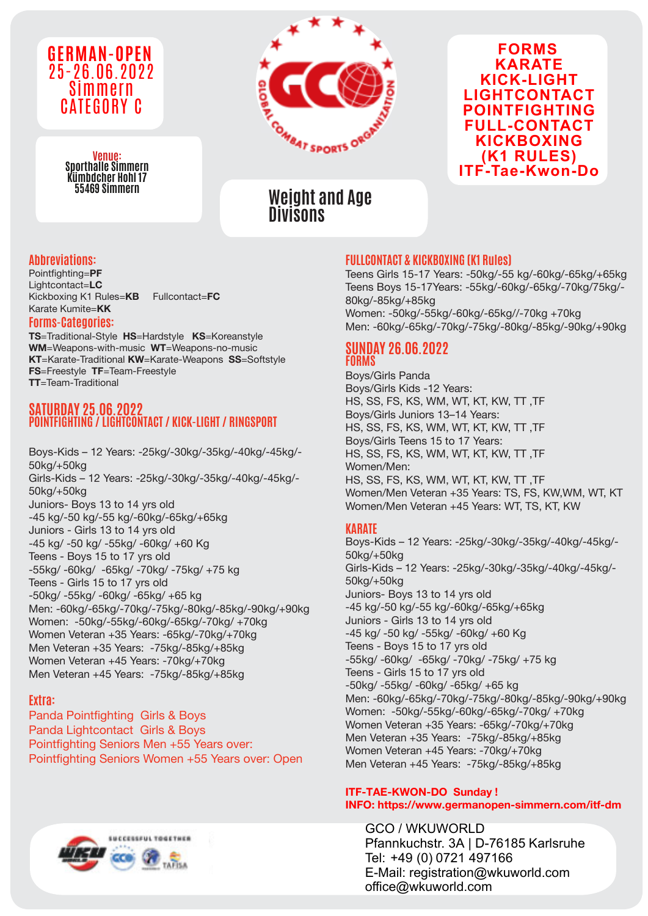GERMAN-OPEN
25-26.06.2022
Simmern
CATEGORY C

**Venue:**
Sporthalle Simmern
Kümbdcher Hohl 17
55469 Simmern

FORMS
KARATE
KICK-LIGHT
LIGHTCONTACT
POINTFIGHTING
FULL-CONTACT
KICKBOXING
(K1 RULES)
ITF-Tae-Kwon-Do

# Weight and Age Divisons

## Abbreviations:

Pointfighting=**PF**
Lightcontact=**LC**
Kickboxing K1 Rules=**KB** Fullcontact=**FC**
Karate Kumite=**KK**

## Forms-Categories:

**TS**=Traditional-Style **HS**=Hardstyle **KS**=Koreanstyle
**WM**=Weapons-with-music **WT**=Weapons-no-music
**KT**=Karate-Traditional **KW**=Karate-Weapons **SS**=Softstyle
**FS**=Freestyle **TF**=Team-Freestyle
**TT**=Team-Traditional

## SATURDAY 25.06.2022
### POINTFIGHTING / LIGHTCONTACT / KICK-LIGHT / RINGSPORT

Boys-Kids – 12 Years: -25kg/-30kg/-35kg/-40kg/-45kg/-50kg/+50kg
Girls-Kids – 12 Years: -25kg/-30kg/-35kg/-40kg/-45kg/-50kg/+50kg
Juniors- Boys 13 to 14 yrs old
-45 kg/-50 kg/-55 kg/-60kg/-65kg/+65kg
Juniors - Girls 13 to 14 yrs old
-45 kg/ -50 kg/ -55kg/ -60kg/ +60 Kg
Teens - Boys 15 to 17 yrs old
-55kg/ -60kg/ -65kg/ -70kg/ -75kg/ +75 kg
Teens - Girls 15 to 17 yrs old
-50kg/ -55kg/ -60kg/ -65kg/ +65 kg
Men: -60kg/-65kg/-70kg/-75kg/-80kg/-85kg/-90kg/+90kg
Women: -50kg/-55kg/-60kg/-65kg/-70kg/ +70kg
Women Veteran +35 Years: -65kg/-70kg/+70kg
Men Veteran +35 Years: -75kg/-85kg/+85kg
Women Veteran +45 Years: -70kg/+70kg
Men Veteran +45 Years: -75kg/-85kg/+85kg

## Extra:

Panda Pointfighting Girls & Boys
Panda Lightcontact Girls & Boys
Pointfighting Seniors Men +55 Years over:
Pointfighting Seniors Women +55 Years over: Open

## FULLCONTACT & KICKBOXING (K1 Rules)

Teens Girls 15-17 Years: -50kg/-55 kg/-60kg/-65kg/+65kg
Teens Boys 15-17Years: -55kg/-60kg/-65kg/-70kg/75kg/-80kg/-85kg/+85kg
Women: -50kg/-55kg/-60kg/-65kg//-70kg +70kg
Men: -60kg/-65kg/-70kg/-75kg/-80kg/-85kg/-90kg/+90kg

## SUNDAY 26.06.2022
### FORMS

Boys/Girls Panda
Boys/Girls Kids -12 Years:
HS, SS, FS, KS, WM, WT, KT, KW, TT ,TF
Boys/Girls Juniors 13–14 Years:
HS, SS, FS, KS, WM, WT, KT, KW, TT ,TF
Boys/Girls Teens 15 to 17 Years:
HS, SS, FS, KS, WM, WT, KT, KW, TT ,TF
Women/Men:
HS, SS, FS, KS, WM, WT, KT, KW, TT ,TF
Women/Men Veteran +35 Years: TS, FS, KW,WM, WT, KT
Women/Men Veteran +45 Years: WT, TS, KT, KW

### KARATE

Boys-Kids – 12 Years: -25kg/-30kg/-35kg/-40kg/-45kg/-50kg/+50kg
Girls-Kids – 12 Years: -25kg/-30kg/-35kg/-40kg/-45kg/-50kg/+50kg
Juniors- Boys 13 to 14 yrs old
-45 kg/-50 kg/-55 kg/-60kg/-65kg/+65kg
Juniors - Girls 13 to 14 yrs old
-45 kg/ -50 kg/ -55kg/ -60kg/ +60 Kg
Teens - Boys 15 to 17 yrs old
-55kg/ -60kg/ -65kg/ -70kg/ -75kg/ +75 kg
Teens - Girls 15 to 17 yrs old
-50kg/ -55kg/ -60kg/ -65kg/ +65 kg
Men: -60kg/-65kg/-70kg/-75kg/-80kg/-85kg/-90kg/+90kg
Women: -50kg/-55kg/-60kg/-65kg/-70kg/ +70kg
Women Veteran +35 Years: -65kg/-70kg/+70kg
Men Veteran +35 Years: -75kg/-85kg/+85kg
Women Veteran +45 Years: -70kg/+70kg
Men Veteran +45 Years: -75kg/-85kg/+85kg

**ITF-TAE-KWON-DO Sunday !**
**INFO: https://www.germanopen-simmern.com/itf-dm**

SUCCESSFUL TOGETHER

GCO / WKUWORLD
Pfannkuchstr. 3A | D-76185 Karlsruhe
Tel: +49 (0) 0721 497166
E-Mail: registration@wkuworld.com
office@wkuworld.com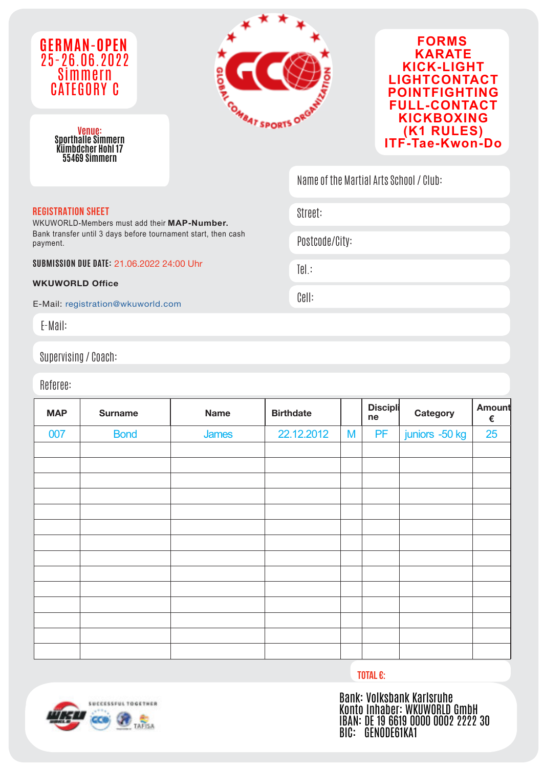GERMAN-OPEN
25-26.06.2022
Simmern
CATEGORY C

FORMS
KARATE
KICK-LIGHT
LIGHTCONTACT
POINTFIGHTING
FULL-CONTACT
KICKBOXING
(K1 RULES)
ITF-Tae-Kwon-Do

Venue:
Sporthalle Simmern
Kümbdcher Hohl 17
55469 Simmern

## REGISTRATION SHEET

WKUWORLD-Members must add their **MAP-Number.**
Bank transfer until 3 days before tournament start, then cash payment.

**SUBMISSION DUE DATE:** 21.06.2022 24:00 Uhr

**WKUWORLD Office**

E-Mail: registration@wkuworld.com

Name of the Martial Arts School / Club:

Street:

Postcode/City:

Tel.:

Cell:

E-Mail:

Supervising / Coach:

Referee:

| MAP | Surname | Name | Birthdate | | Discipline | Category | Amount € |
|---|---|---|---|---|---|---|---|
| 007 | Bond | James | 22.12.2012 | M | PF | juniors -50 kg | 25 |
| | | | | | | | |
| | | | | | | | |
| | | | | | | | |
| | | | | | | | |
| | | | | | | | |
| | | | | | | | |
| | | | | | | | |
| | | | | | | | |
| | | | | | | | |
| | | | | | | | |
| | | | | | | | |
| | | | | | | | |
| | | | | | | | |
| | | | | | | | |

TOTAL €:

SUCCESSFUL TOGETHER

Bank: Volksbank Karlsruhe
Konto Inhaber: WKUWORLD GmbH
IBAN: DE 19 6619 0000 0002 2222 30
BIC: GENODE61KA1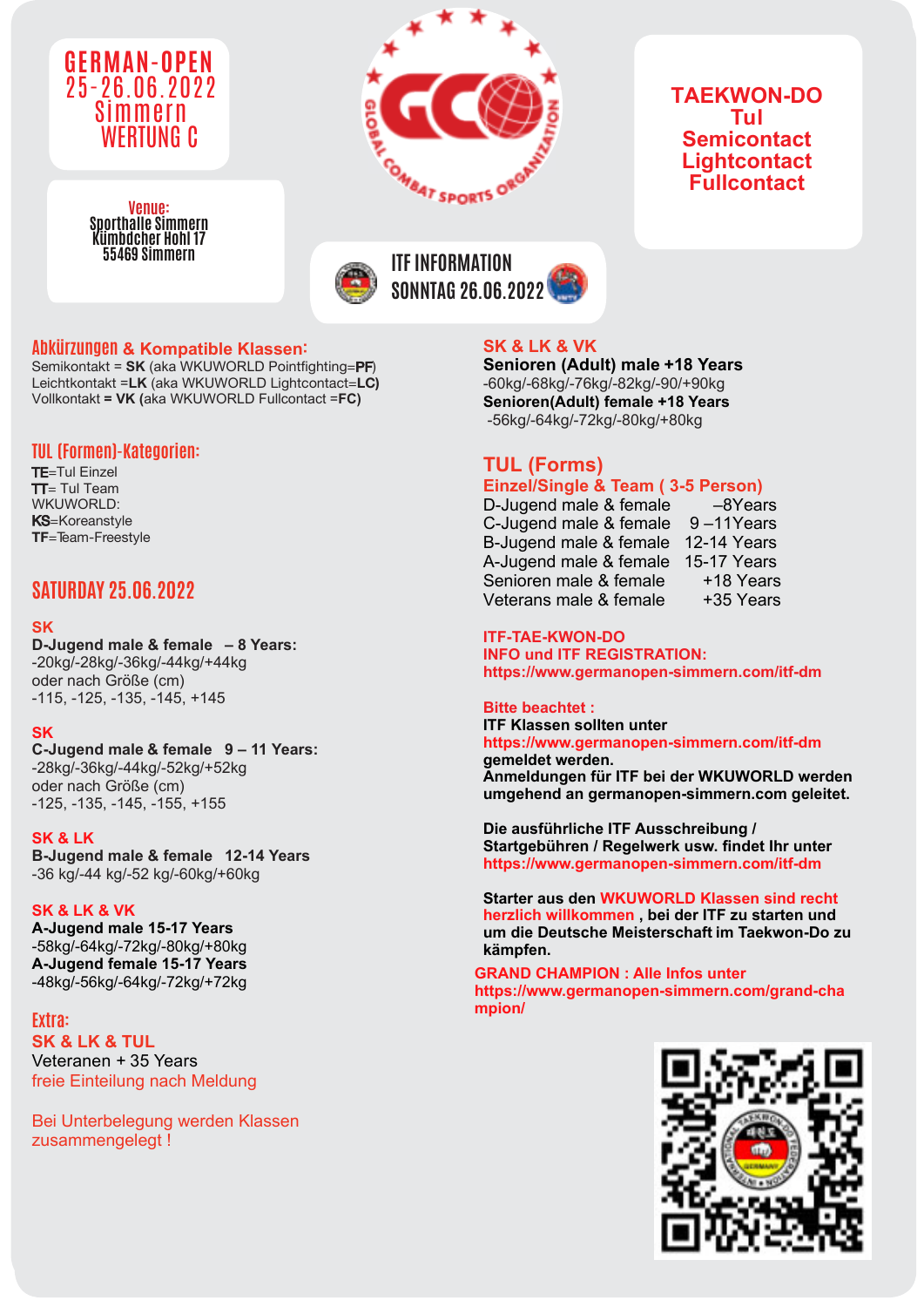# GERMAN-OPEN 25-26.06.2022 Simmern WERTUNG C

**Venue:**
Sporthalle Simmern
Kümbdcher Hohl 17
55469 Simmern

GLOBAL COMBAT SPORTS ORGANIZATION

**TAEKWON-DO**
**Tul**
**Semicontact**
**Lightcontact**
**Fullcontact**

## ITF INFORMATION SONNTAG 26.06.2022

## Abkürzungen & Kompatible Klassen:

Semikontakt = **SK** (aka WKUWORLD Pointfighting=**PF**)
Leichtkontakt =**LK** (aka WKUWORLD Lightcontact=**LC**)
Vollkontakt **= VK** (aka WKUWORLD Fullcontact =**FC**)

## TUL (Formen)-Kategorien:

**TE**=Tul Einzel
**TT**= Tul Team
WKUWORLD:
**KS**=Koreanstyle
**TF**=Team-Freestyle

## SATURDAY 25.06.2022

**SK**
**D-Jugend male & female – 8 Years:**
-20kg/-28kg/-36kg/-44kg/+44kg
oder nach Größe (cm)
-115, -125, -135, -145, +145

**SK**
**C-Jugend male & female 9 – 11 Years:**
-28kg/-36kg/-44kg/-52kg/+52kg
oder nach Größe (cm)
-125, -135, -145, -155, +155

**SK & LK**
**B-Jugend male & female 12-14 Years**
-36 kg/-44 kg/-52 kg/-60kg/+60kg

**SK & LK & VK**
**A-Jugend male 15-17 Years**
-58kg/-64kg/-72kg/-80kg/+80kg
**A-Jugend female 15-17 Years**
-48kg/-56kg/-64kg/-72kg/+72kg

**Extra:**
**SK & LK & TUL**
Veteranen + 35 Years
freie Einteilung nach Meldung

Bei Unterbelegung werden Klassen zusammengelegt !

**SK & LK & VK**
**Senioren (Adult) male +18 Years**
-60kg/-68kg/-76kg/-82kg/-90/+90kg
**Senioren(Adult) female +18 Years**
-56kg/-64kg/-72kg/-80kg/+80kg

## TUL (Forms)

**Einzel/Single & Team ( 3-5 Person)**

| | |
|---|---|
| D-Jugend male & female | –8Years |
| C-Jugend male & female | 9 –11Years |
| B-Jugend male & female | 12-14 Years |
| A-Jugend male & female | 15-17 Years |
| Senioren male & female | +18 Years |
| Veterans male & female | +35 Years |

**ITF-TAE-KWON-DO**
**INFO und ITF REGISTRATION:**
**https://www.germanopen-simmern.com/itf-dm**

**Bitte beachtet :**
**ITF Klassen sollten unter https://www.germanopen-simmern.com/itf-dm gemeldet werden.**
**Anmeldungen für ITF bei der WKUWORLD werden umgehend an germanopen-simmern.com geleitet.**

**Die ausführliche ITF Ausschreibung / Startgebühren / Regelwerk usw. findet Ihr unter https://www.germanopen-simmern.com/itf-dm**

**Starter aus den WKUWORLD Klassen sind recht herzlich willkommen , bei der ITF zu starten und um die Deutsche Meisterschaft im Taekwon-Do zu kämpfen.**

**GRAND CHAMPION : Alle Infos unter https://www.germanopen-simmern.com/grand-champion/**